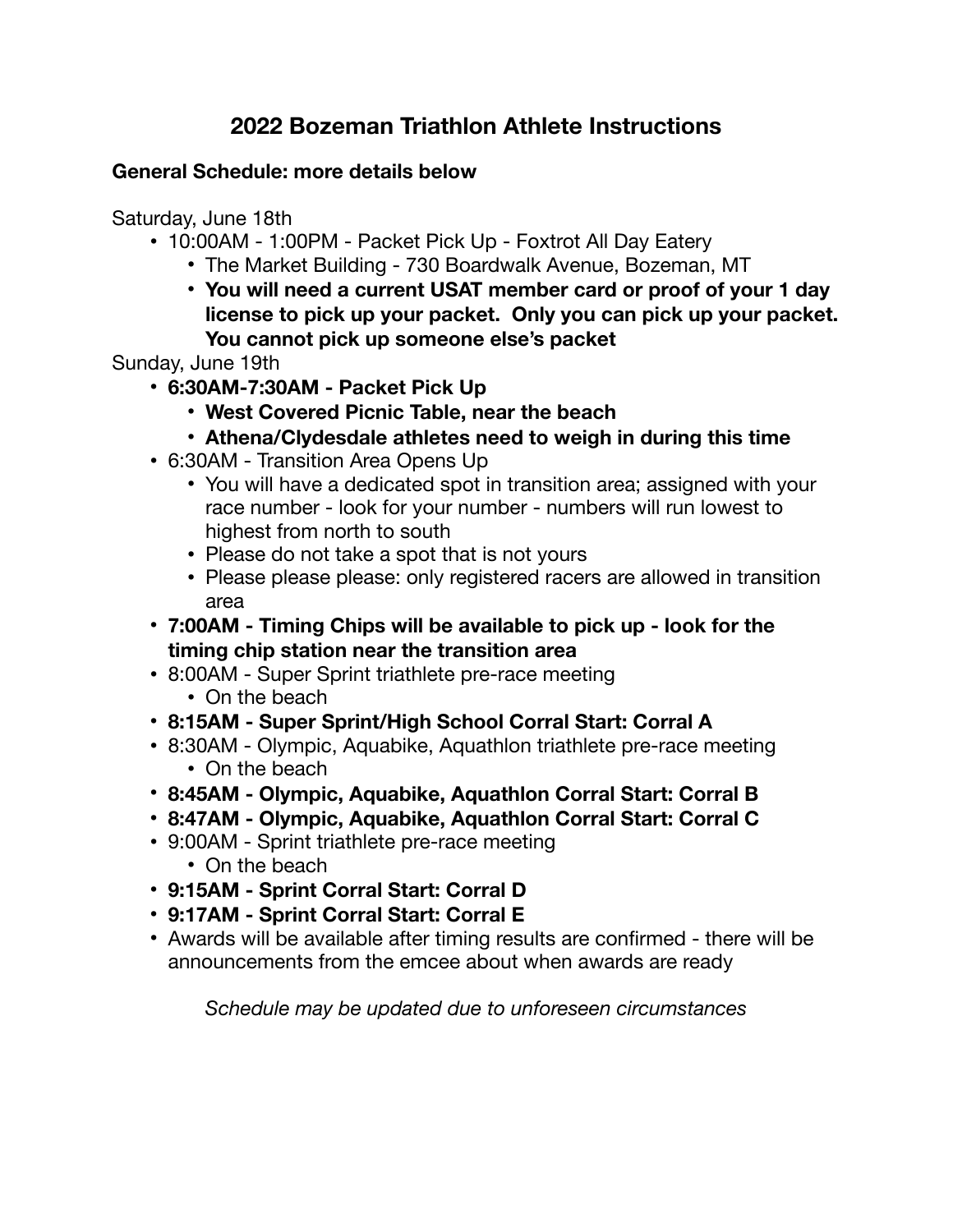# 2022 Bozeman Triathlon Athlete Instructions

**General Schedule: more details below**

Saturday, June 18th

- 10:00AM - 1:00PM - Packet Pick Up - Foxtrot All Day Eatery
  - The Market Building - 730 Boardwalk Avenue, Bozeman, MT
  - **You will need a current USAT member card or proof of your 1 day license to pick up your packet. Only you can pick up your packet. You cannot pick up someone else's packet**

Sunday, June 19th

- **6:30AM-7:30AM - Packet Pick Up**
  - **West Covered Picnic Table, near the beach**
  - **Athena/Clydesdale athletes need to weigh in during this time**
- 6:30AM - Transition Area Opens Up
  - You will have a dedicated spot in transition area; assigned with your race number - look for your number - numbers will run lowest to highest from north to south
  - Please do not take a spot that is not yours
  - Please please please: only registered racers are allowed in transition area
- **7:00AM - Timing Chips will be available to pick up - look for the timing chip station near the transition area**
- 8:00AM - Super Sprint triathlete pre-race meeting
  - On the beach
- **8:15AM - Super Sprint/High School Corral Start: Corral A**
- 8:30AM - Olympic, Aquabike, Aquathlon triathlete pre-race meeting
  - On the beach
- **8:45AM - Olympic, Aquabike, Aquathlon Corral Start: Corral B**
- **8:47AM - Olympic, Aquabike, Aquathlon Corral Start: Corral C**
- 9:00AM - Sprint triathlete pre-race meeting
  - On the beach
- **9:15AM - Sprint Corral Start: Corral D**
- **9:17AM - Sprint Corral Start: Corral E**
- Awards will be available after timing results are confirmed - there will be announcements from the emcee about when awards are ready

*Schedule may be updated due to unforeseen circumstances*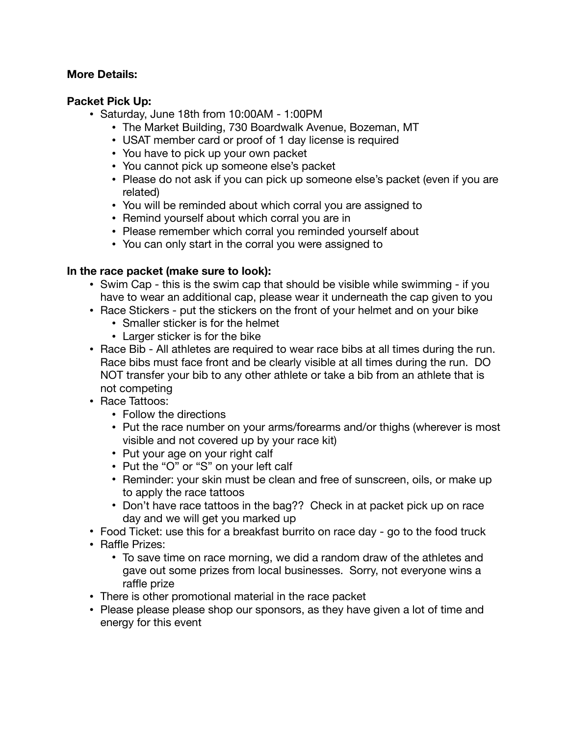**More Details:**

**Packet Pick Up:**

- Saturday, June 18th from 10:00AM - 1:00PM
    - The Market Building, 730 Boardwalk Avenue, Bozeman, MT
    - USAT member card or proof of 1 day license is required
    - You have to pick up your own packet
    - You cannot pick up someone else's packet
    - Please do not ask if you can pick up someone else's packet (even if you are related)
    - You will be reminded about which corral you are assigned to
    - Remind yourself about which corral you are in
    - Please remember which corral you reminded yourself about
    - You can only start in the corral you were assigned to

**In the race packet (make sure to look):**

- Swim Cap - this is the swim cap that should be visible while swimming - if you have to wear an additional cap, please wear it underneath the cap given to you
- Race Stickers - put the stickers on the front of your helmet and on your bike
    - Smaller sticker is for the helmet
    - Larger sticker is for the bike
- Race Bib - All athletes are required to wear race bibs at all times during the run. Race bibs must face front and be clearly visible at all times during the run. DO NOT transfer your bib to any other athlete or take a bib from an athlete that is not competing
- Race Tattoos:
    - Follow the directions
    - Put the race number on your arms/forearms and/or thighs (wherever is most visible and not covered up by your race kit)
    - Put your age on your right calf
    - Put the "O" or "S" on your left calf
    - Reminder: your skin must be clean and free of sunscreen, oils, or make up to apply the race tattoos
    - Don't have race tattoos in the bag?? Check in at packet pick up on race day and we will get you marked up
- Food Ticket: use this for a breakfast burrito on race day - go to the food truck
- Raffle Prizes:
    - To save time on race morning, we did a random draw of the athletes and gave out some prizes from local businesses. Sorry, not everyone wins a raffle prize
- There is other promotional material in the race packet
- Please please please shop our sponsors, as they have given a lot of time and energy for this event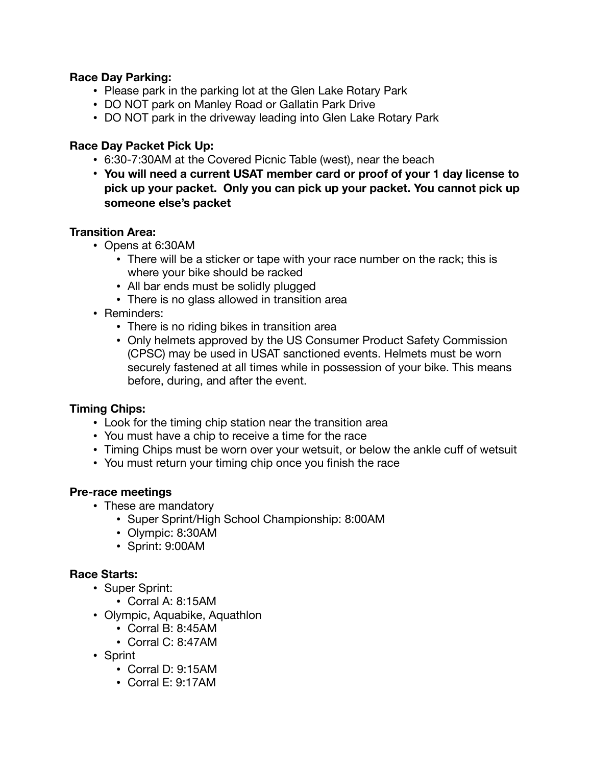**Race Day Parking:**

- Please park in the parking lot at the Glen Lake Rotary Park
- DO NOT park on Manley Road or Gallatin Park Drive
- DO NOT park in the driveway leading into Glen Lake Rotary Park

**Race Day Packet Pick Up:**

- 6:30-7:30AM at the Covered Picnic Table (west), near the beach
- **You will need a current USAT member card or proof of your 1 day license to pick up your packet. Only you can pick up your packet. You cannot pick up someone else's packet**

**Transition Area:**

- Opens at 6:30AM
    - There will be a sticker or tape with your race number on the rack; this is where your bike should be racked
    - All bar ends must be solidly plugged
    - There is no glass allowed in transition area
- Reminders:
    - There is no riding bikes in transition area
    - Only helmets approved by the US Consumer Product Safety Commission (CPSC) may be used in USAT sanctioned events. Helmets must be worn securely fastened at all times while in possession of your bike. This means before, during, and after the event.

**Timing Chips:**

- Look for the timing chip station near the transition area
- You must have a chip to receive a time for the race
- Timing Chips must be worn over your wetsuit, or below the ankle cuff of wetsuit
- You must return your timing chip once you finish the race

**Pre-race meetings**

- These are mandatory
    - Super Sprint/High School Championship: 8:00AM
    - Olympic: 8:30AM
    - Sprint: 9:00AM

**Race Starts:**

- Super Sprint:
    - Corral A: 8:15AM
- Olympic, Aquabike, Aquathlon
    - Corral B: 8:45AM
    - Corral C: 8:47AM
- Sprint
    - Corral D: 9:15AM
    - Corral E: 9:17AM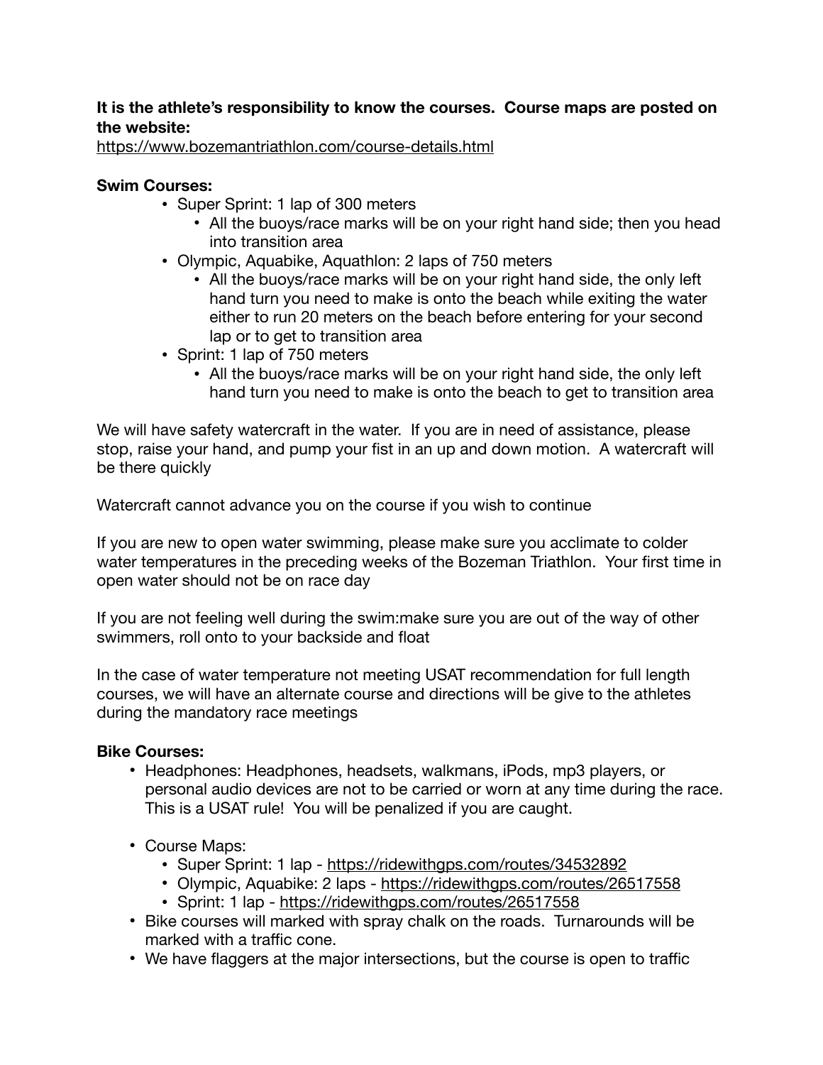**It is the athlete's responsibility to know the courses. Course maps are posted on the website:**
https://www.bozemantriathlon.com/course-details.html

**Swim Courses:**

- Super Sprint: 1 lap of 300 meters
    - All the buoys/race marks will be on your right hand side; then you head into transition area
- Olympic, Aquabike, Aquathlon: 2 laps of 750 meters
    - All the buoys/race marks will be on your right hand side, the only left hand turn you need to make is onto the beach while exiting the water either to run 20 meters on the beach before entering for your second lap or to get to transition area
- Sprint: 1 lap of 750 meters
    - All the buoys/race marks will be on your right hand side, the only left hand turn you need to make is onto the beach to get to transition area

We will have safety watercraft in the water. If you are in need of assistance, please stop, raise your hand, and pump your fist in an up and down motion. A watercraft will be there quickly

Watercraft cannot advance you on the course if you wish to continue

If you are new to open water swimming, please make sure you acclimate to colder water temperatures in the preceding weeks of the Bozeman Triathlon. Your first time in open water should not be on race day

If you are not feeling well during the swim:make sure you are out of the way of other swimmers, roll onto to your backside and float

In the case of water temperature not meeting USAT recommendation for full length courses, we will have an alternate course and directions will be give to the athletes during the mandatory race meetings

**Bike Courses:**

- Headphones: Headphones, headsets, walkmans, iPods, mp3 players, or personal audio devices are not to be carried or worn at any time during the race. This is a USAT rule! You will be penalized if you are caught.

- Course Maps:
    - Super Sprint: 1 lap - https://ridewithgps.com/routes/34532892
    - Olympic, Aquabike: 2 laps - https://ridewithgps.com/routes/26517558
    - Sprint: 1 lap - https://ridewithgps.com/routes/26517558
- Bike courses will marked with spray chalk on the roads. Turnarounds will be marked with a traffic cone.
- We have flaggers at the major intersections, but the course is open to traffic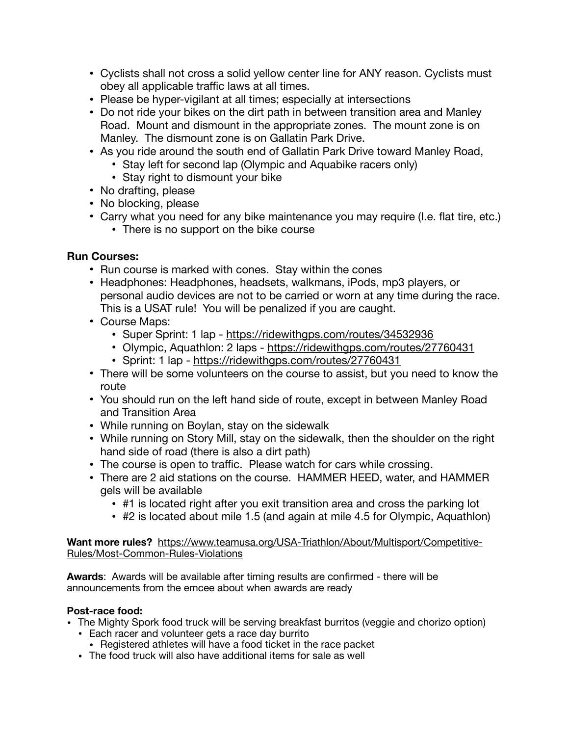- Cyclists shall not cross a solid yellow center line for ANY reason. Cyclists must obey all applicable traffic laws at all times.
- Please be hyper-vigilant at all times; especially at intersections
- Do not ride your bikes on the dirt path in between transition area and Manley Road.  Mount and dismount in the appropriate zones.  The mount zone is on Manley.  The dismount zone is on Gallatin Park Drive.
- As you ride around the south end of Gallatin Park Drive toward Manley Road,
  - Stay left for second lap (Olympic and Aquabike racers only)
  - Stay right to dismount your bike
- No drafting, please
- No blocking, please
- Carry what you need for any bike maintenance you may require (I.e. flat tire, etc.)
  - There is no support on the bike course

**Run Courses:**

- Run course is marked with cones.  Stay within the cones
- Headphones: Headphones, headsets, walkmans, iPods, mp3 players, or personal audio devices are not to be carried or worn at any time during the race. This is a USAT rule!  You will be penalized if you are caught.
- Course Maps:
  - Super Sprint: 1 lap - https://ridewithgps.com/routes/34532936
  - Olympic, Aquathlon: 2 laps - https://ridewithgps.com/routes/27760431
  - Sprint: 1 lap - https://ridewithgps.com/routes/27760431
- There will be some volunteers on the course to assist, but you need to know the route
- You should run on the left hand side of route, except in between Manley Road and Transition Area
- While running on Boylan, stay on the sidewalk
- While running on Story Mill, stay on the sidewalk, then the shoulder on the right hand side of road (there is also a dirt path)
- The course is open to traffic.  Please watch for cars while crossing.
- There are 2 aid stations on the course.  HAMMER HEED, water, and HAMMER gels will be available
  - #1 is located right after you exit transition area and cross the parking lot
  - #2 is located about mile 1.5 (and again at mile 4.5 for Olympic, Aquathlon)

**Want more rules?**  https://www.teamusa.org/USA-Triathlon/About/Multisport/Competitive-Rules/Most-Common-Rules-Violations

**Awards**:  Awards will be available after timing results are confirmed - there will be announcements from the emcee about when awards are ready

**Post-race food:**

- The Mighty Spork food truck will be serving breakfast burritos (veggie and chorizo option)
  - Each racer and volunteer gets a race day burrito
    - Registered athletes will have a food ticket in the race packet
  - The food truck will also have additional items for sale as well